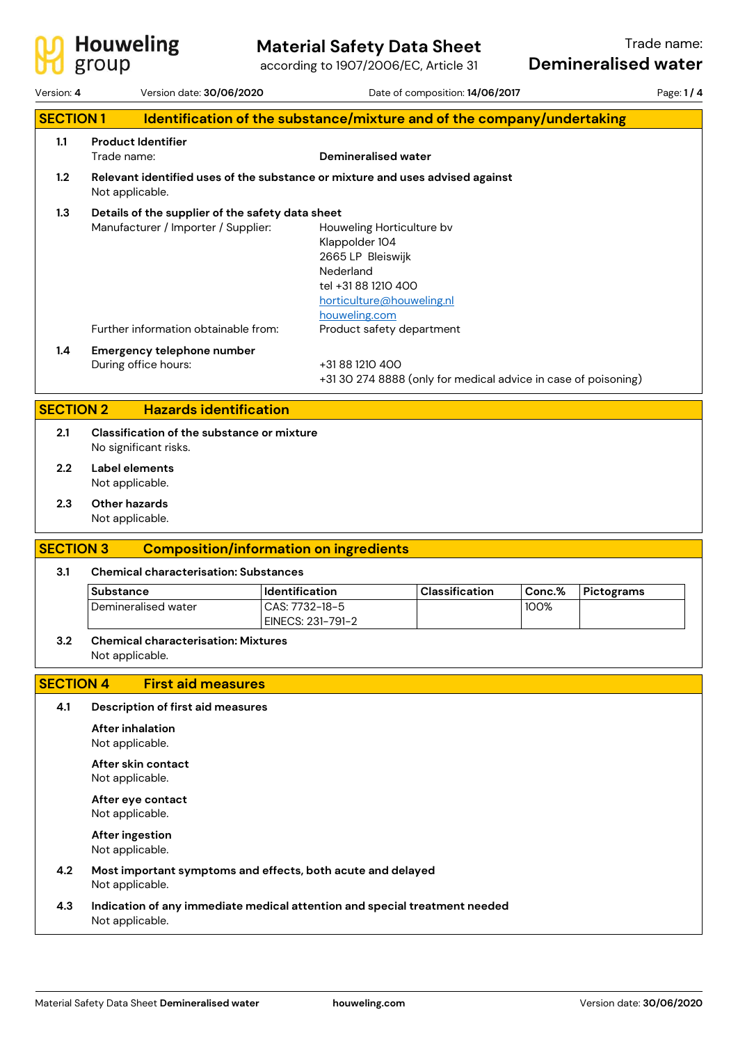# Material Safety Data Sheet

according to 1907/2006/EC, Article 31

Trade name: **Demineralised water**

Version: **4** Version date: **30/06/2020** Date of composition: **14/06/2017**

## SECTION 1 Identification of the substance/mixture and of the company/undertaking

**1.1 Product Identifier**

Trade name: **Demineralised water**

**1.2 Relevant identified uses of the substance or mixture and uses advised against**

Not applicable.

**1.3 Details of the supplier of the safety data sheet**

Manufacturer / Importer / Supplier:

Houweling Horticulture bv
Klappolder 104
2665 LP Bleiswijk
Nederland
tel +31 88 1210 400
horticulture@houweling.nl
houweling.com

Further information obtainable from: Product safety department

**1.4 Emergency telephone number**

During office hours:

+31 88 1210 400
+31 30 274 8888 (only for medical advice in case of poisoning)

## SECTION 2 Hazards identification

**2.1 Classification of the substance or mixture**

No significant risks.

**2.2 Label elements**

Not applicable.

**2.3 Other hazards**

Not applicable.

## SECTION 3 Composition/information on ingredients

**3.1 Chemical characterisation: Substances**

| Substance | Identification | Classification | Conc.% | Pictograms |
|---|---|---|---|---|
| Demineralised water | CAS: 7732-18-5<br>EINECS: 231-791-2 | | 100% | |

**3.2 Chemical characterisation: Mixtures**

Not applicable.

## SECTION 4 First aid measures

**4.1 Description of first aid measures**

**After inhalation**

Not applicable.

**After skin contact**

Not applicable.

**After eye contact**

Not applicable.

**After ingestion**

Not applicable.

**4.2 Most important symptoms and effects, both acute and delayed**

Not applicable.

**4.3 Indication of any immediate medical attention and special treatment needed**

Not applicable.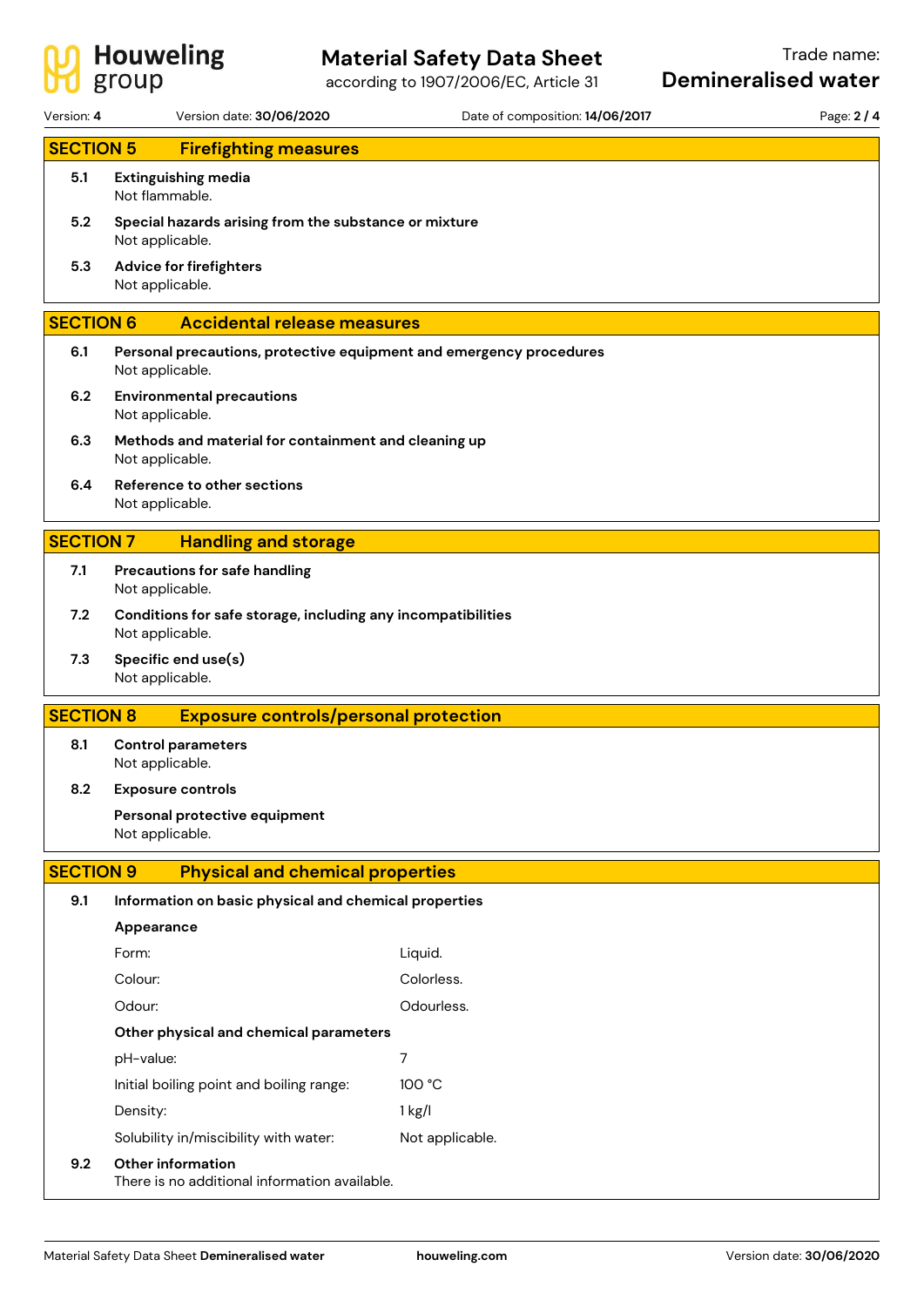## SECTION 5 Firefighting measures

**5.1 Extinguishing media**
Not flammable.

**5.2 Special hazards arising from the substance or mixture**
Not applicable.

**5.3 Advice for firefighters**
Not applicable.

## SECTION 6 Accidental release measures

**6.1 Personal precautions, protective equipment and emergency procedures**
Not applicable.

**6.2 Environmental precautions**
Not applicable.

**6.3 Methods and material for containment and cleaning up**
Not applicable.

**6.4 Reference to other sections**
Not applicable.

## SECTION 7 Handling and storage

**7.1 Precautions for safe handling**
Not applicable.

**7.2 Conditions for safe storage, including any incompatibilities**
Not applicable.

**7.3 Specific end use(s)**
Not applicable.

## SECTION 8 Exposure controls/personal protection

**8.1 Control parameters**
Not applicable.

**8.2 Exposure controls**

**Personal protective equipment**
Not applicable.

## SECTION 9 Physical and chemical properties

**9.1 Information on basic physical and chemical properties**

**Appearance**

| | |
|---|---|
| Form: | Liquid. |
| Colour: | Colorless. |
| Odour: | Odourless. |

**Other physical and chemical parameters**

| | |
|---|---|
| pH-value: | 7 |
| Initial boiling point and boiling range: | 100 °C |
| Density: | 1 kg/l |
| Solubility in/miscibility with water: | Not applicable. |

**9.2 Other information**
There is no additional information available.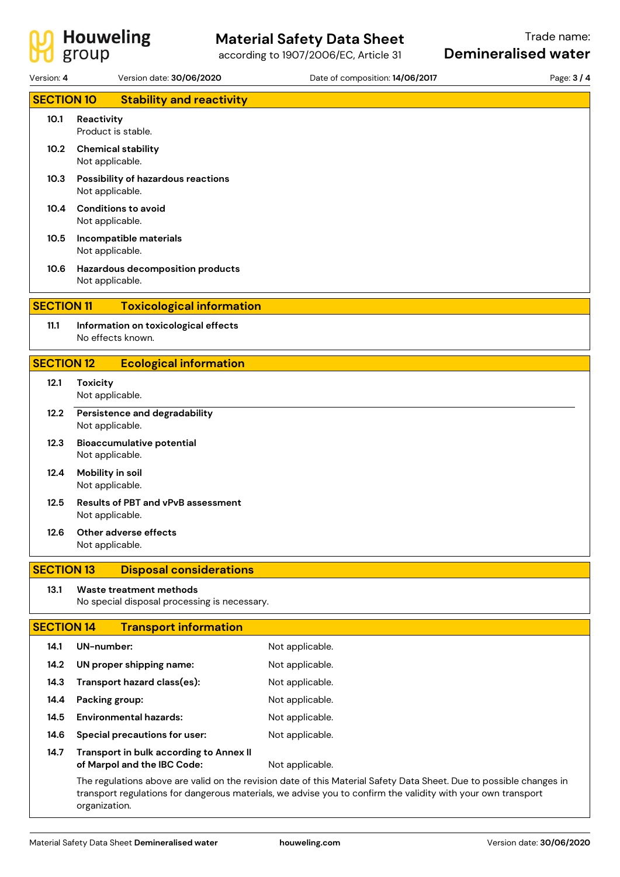## SECTION 10 Stability and reactivity

**10.1 Reactivity**
Product is stable.

**10.2 Chemical stability**
Not applicable.

**10.3 Possibility of hazardous reactions**
Not applicable.

**10.4 Conditions to avoid**
Not applicable.

**10.5 Incompatible materials**
Not applicable.

**10.6 Hazardous decomposition products**
Not applicable.

## SECTION 11 Toxicological information

**11.1 Information on toxicological effects**
No effects known.

## SECTION 12 Ecological information

**12.1 Toxicity**
Not applicable.

**12.2 Persistence and degradability**
Not applicable.

**12.3 Bioaccumulative potential**
Not applicable.

**12.4 Mobility in soil**
Not applicable.

**12.5 Results of PBT and vPvB assessment**
Not applicable.

**12.6 Other adverse effects**
Not applicable.

## SECTION 13 Disposal considerations

**13.1 Waste treatment methods**
No special disposal processing is necessary.

## SECTION 14 Transport information

| | | |
|---|---|---|
| **14.1** | **UN-number:** | Not applicable. |
| **14.2** | **UN proper shipping name:** | Not applicable. |
| **14.3** | **Transport hazard class(es):** | Not applicable. |
| **14.4** | **Packing group:** | Not applicable. |
| **14.5** | **Environmental hazards:** | Not applicable. |
| **14.6** | **Special precautions for user:** | Not applicable. |
| **14.7** | **Transport in bulk according to Annex II of Marpol and the IBC Code:** | Not applicable. |

The regulations above are valid on the revision date of this Material Safety Data Sheet. Due to possible changes in transport regulations for dangerous materials, we advise you to confirm the validity with your own transport organization.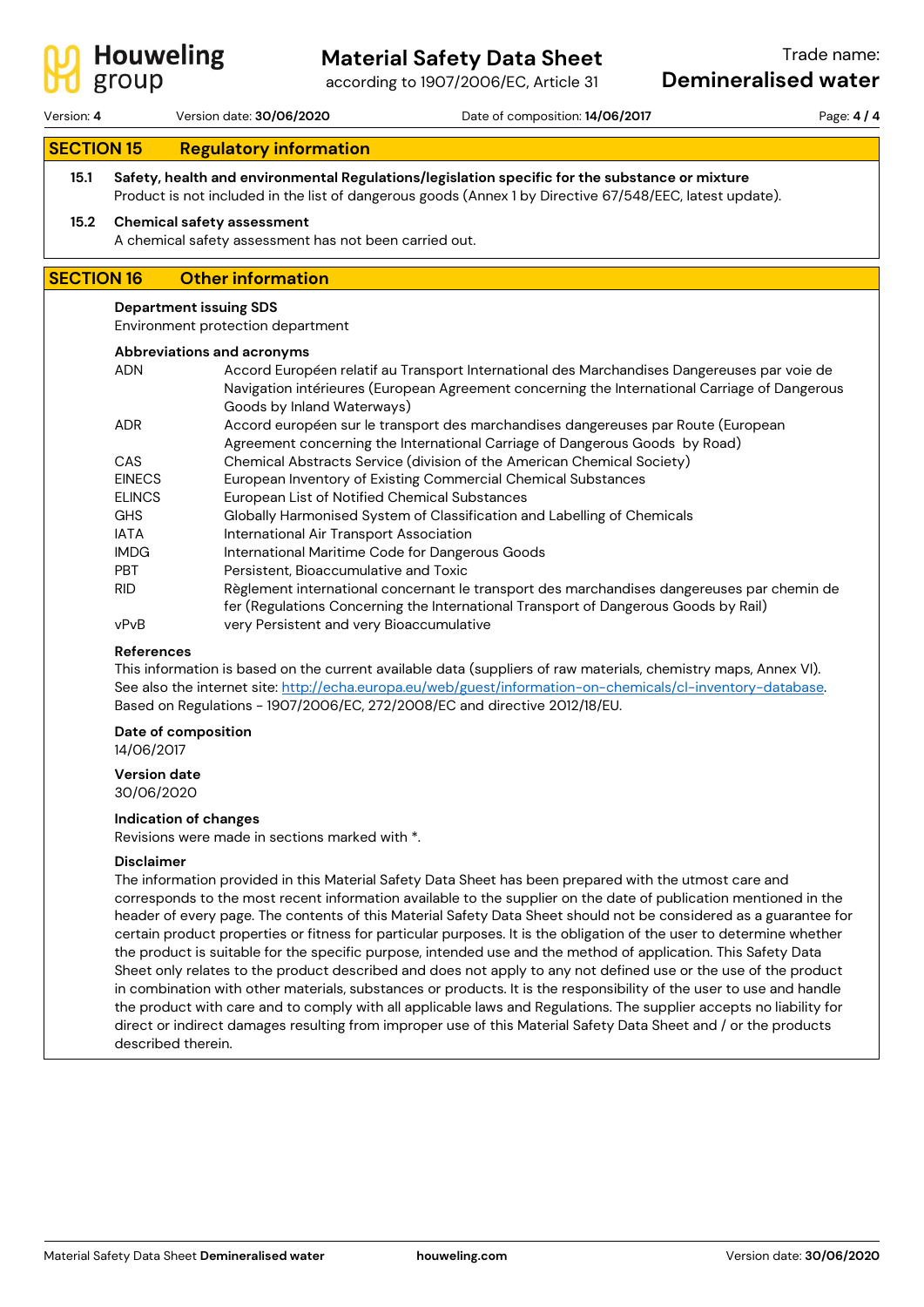## SECTION 15 Regulatory information

**15.1 Safety, health and environmental Regulations/legislation specific for the substance or mixture**

Product is not included in the list of dangerous goods (Annex 1 by Directive 67/548/EEC, latest update).

**15.2 Chemical safety assessment**

A chemical safety assessment has not been carried out.

## SECTION 16 Other information

**Department issuing SDS**

Environment protection department

**Abbreviations and acronyms**

| | |
|---|---|
| ADN | Accord Européen relatif au Transport International des Marchandises Dangereuses par voie de Navigation intérieures (European Agreement concerning the International Carriage of Dangerous Goods by Inland Waterways) |
| ADR | Accord européen sur le transport des marchandises dangereuses par Route (European Agreement concerning the International Carriage of Dangerous Goods by Road) |
| CAS | Chemical Abstracts Service (division of the American Chemical Society) |
| EINECS | European Inventory of Existing Commercial Chemical Substances |
| ELINCS | European List of Notified Chemical Substances |
| GHS | Globally Harmonised System of Classification and Labelling of Chemicals |
| IATA | International Air Transport Association |
| IMDG | International Maritime Code for Dangerous Goods |
| PBT | Persistent, Bioaccumulative and Toxic |
| RID | Règlement international concernant le transport des marchandises dangereuses par chemin de fer (Regulations Concerning the International Transport of Dangerous Goods by Rail) |
| vPvB | very Persistent and very Bioaccumulative |

**References**

This information is based on the current available data (suppliers of raw materials, chemistry maps, Annex VI).
See also the internet site: http://echa.europa.eu/web/guest/information-on-chemicals/cl-inventory-database.
Based on Regulations - 1907/2006/EC, 272/2008/EC and directive 2012/18/EU.

**Date of composition**

14/06/2017

**Version date**

30/06/2020

**Indication of changes**

Revisions were made in sections marked with *.

**Disclaimer**

The information provided in this Material Safety Data Sheet has been prepared with the utmost care and corresponds to the most recent information available to the supplier on the date of publication mentioned in the header of every page. The contents of this Material Safety Data Sheet should not be considered as a guarantee for certain product properties or fitness for particular purposes. It is the obligation of the user to determine whether the product is suitable for the specific purpose, intended use and the method of application. This Safety Data Sheet only relates to the product described and does not apply to any not defined use or the use of the product in combination with other materials, substances or products. It is the responsibility of the user to use and handle the product with care and to comply with all applicable laws and Regulations. The supplier accepts no liability for direct or indirect damages resulting from improper use of this Material Safety Data Sheet and / or the products described therein.